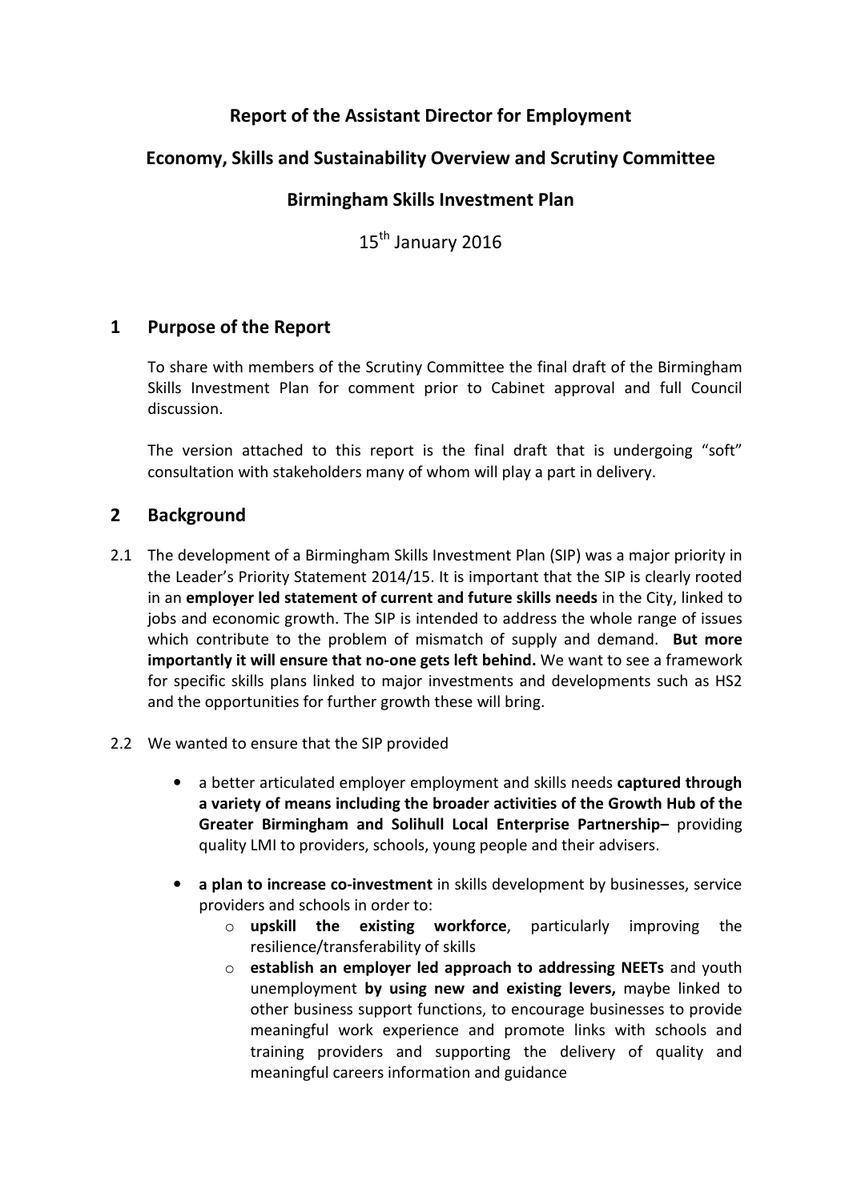# Report of the Assistant Director for Employment

## Economy, Skills and Sustainability Overview and Scrutiny Committee

## Birmingham Skills Investment Plan

15th January 2016

## 1 Purpose of the Report

To share with members of the Scrutiny Committee the final draft of the Birmingham Skills Investment Plan for comment prior to Cabinet approval and full Council discussion.

The version attached to this report is the final draft that is undergoing "soft" consultation with stakeholders many of whom will play a part in delivery.

## 2 Background

2.1 The development of a Birmingham Skills Investment Plan (SIP) was a major priority in the Leader's Priority Statement 2014/15. It is important that the SIP is clearly rooted in an **employer led statement of current and future skills needs** in the City, linked to jobs and economic growth. The SIP is intended to address the whole range of issues which contribute to the problem of mismatch of supply and demand. **But more importantly it will ensure that no-one gets left behind.** We want to see a framework for specific skills plans linked to major investments and developments such as HS2 and the opportunities for further growth these will bring.

2.2 We wanted to ensure that the SIP provided

- a better articulated employer employment and skills needs **captured through a variety of means including the broader activities of the Growth Hub of the Greater Birmingham and Solihull Local Enterprise Partnership–** providing quality LMI to providers, schools, young people and their advisers.

- **a plan to increase co-investment** in skills development by businesses, service providers and schools in order to:
  - **upskill the existing workforce**, particularly improving the resilience/transferability of skills
  - **establish an employer led approach to addressing NEETs** and youth unemployment **by using new and existing levers,** maybe linked to other business support functions, to encourage businesses to provide meaningful work experience and promote links with schools and training providers and supporting the delivery of quality and meaningful careers information and guidance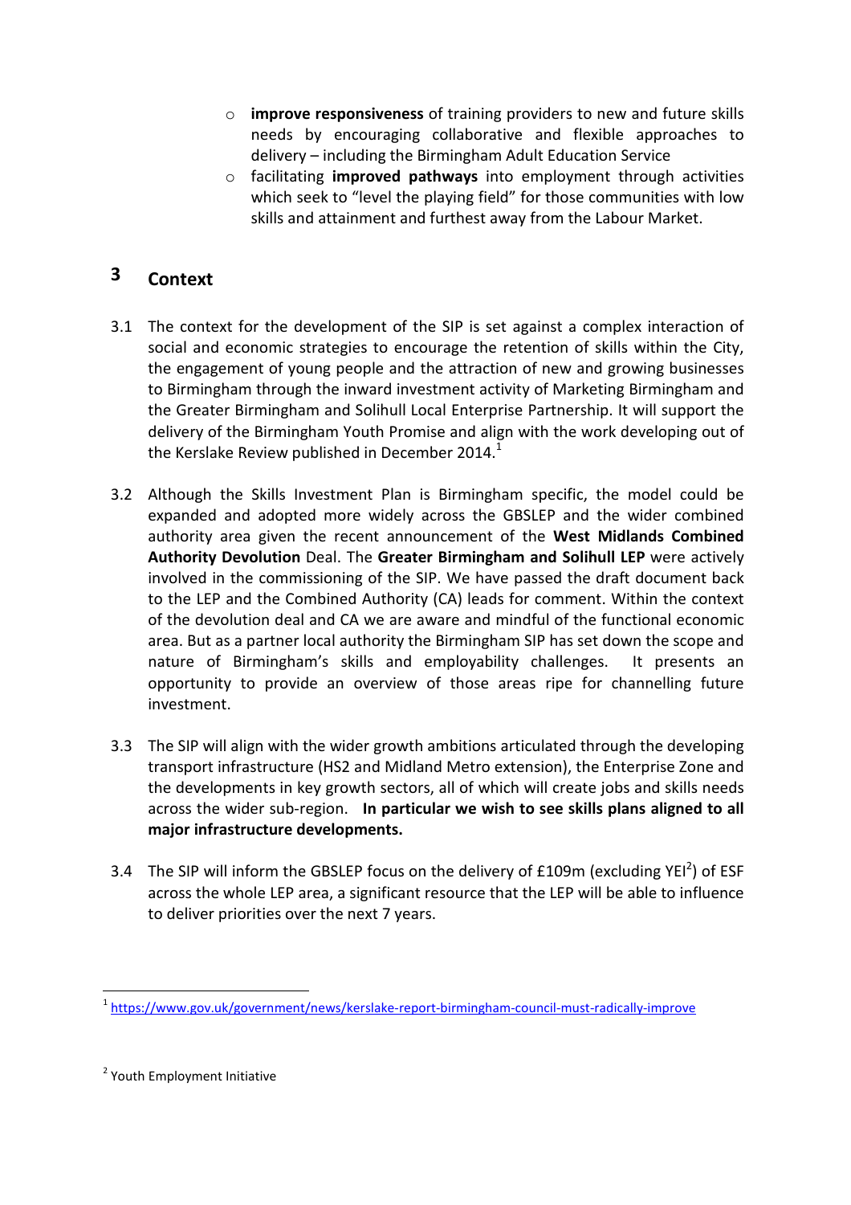- **improve responsiveness** of training providers to new and future skills needs by encouraging collaborative and flexible approaches to delivery – including the Birmingham Adult Education Service
- facilitating **improved pathways** into employment through activities which seek to "level the playing field" for those communities with low skills and attainment and furthest away from the Labour Market.

## 3 Context

3.1 The context for the development of the SIP is set against a complex interaction of social and economic strategies to encourage the retention of skills within the City, the engagement of young people and the attraction of new and growing businesses to Birmingham through the inward investment activity of Marketing Birmingham and the Greater Birmingham and Solihull Local Enterprise Partnership. It will support the delivery of the Birmingham Youth Promise and align with the work developing out of the Kerslake Review published in December 2014.[1]

3.2 Although the Skills Investment Plan is Birmingham specific, the model could be expanded and adopted more widely across the GBSLEP and the wider combined authority area given the recent announcement of the **West Midlands Combined Authority Devolution** Deal. The **Greater Birmingham and Solihull LEP** were actively involved in the commissioning of the SIP. We have passed the draft document back to the LEP and the Combined Authority (CA) leads for comment. Within the context of the devolution deal and CA we are aware and mindful of the functional economic area. But as a partner local authority the Birmingham SIP has set down the scope and nature of Birmingham's skills and employability challenges. It presents an opportunity to provide an overview of those areas ripe for channelling future investment.

3.3 The SIP will align with the wider growth ambitions articulated through the developing transport infrastructure (HS2 and Midland Metro extension), the Enterprise Zone and the developments in key growth sectors, all of which will create jobs and skills needs across the wider sub-region. **In particular we wish to see skills plans aligned to all major infrastructure developments.**

3.4 The SIP will inform the GBSLEP focus on the delivery of £109m (excluding YEI[2]) of ESF across the whole LEP area, a significant resource that the LEP will be able to influence to deliver priorities over the next 7 years.

---

[1] https://www.gov.uk/government/news/kerslake-report-birmingham-council-must-radically-improve

[2] Youth Employment Initiative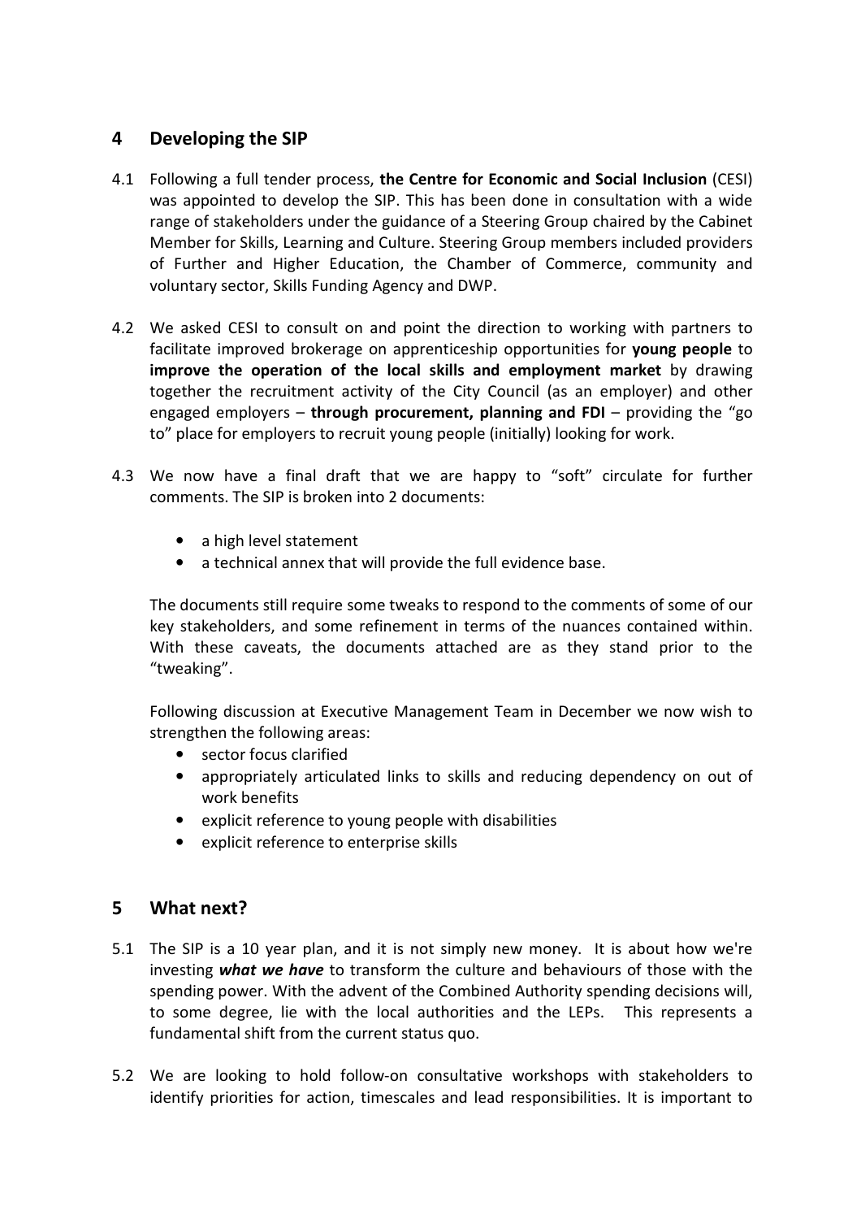## 4 Developing the SIP

4.1 Following a full tender process, **the Centre for Economic and Social Inclusion** (CESI) was appointed to develop the SIP. This has been done in consultation with a wide range of stakeholders under the guidance of a Steering Group chaired by the Cabinet Member for Skills, Learning and Culture. Steering Group members included providers of Further and Higher Education, the Chamber of Commerce, community and voluntary sector, Skills Funding Agency and DWP.

4.2 We asked CESI to consult on and point the direction to working with partners to facilitate improved brokerage on apprenticeship opportunities for **young people** to **improve the operation of the local skills and employment market** by drawing together the recruitment activity of the City Council (as an employer) and other engaged employers – **through procurement, planning and FDI** – providing the "go to" place for employers to recruit young people (initially) looking for work.

4.3 We now have a final draft that we are happy to "soft" circulate for further comments. The SIP is broken into 2 documents:

- a high level statement
- a technical annex that will provide the full evidence base.

The documents still require some tweaks to respond to the comments of some of our key stakeholders, and some refinement in terms of the nuances contained within. With these caveats, the documents attached are as they stand prior to the "tweaking".

Following discussion at Executive Management Team in December we now wish to strengthen the following areas:

- sector focus clarified
- appropriately articulated links to skills and reducing dependency on out of work benefits
- explicit reference to young people with disabilities
- explicit reference to enterprise skills

## 5 What next?

5.1 The SIP is a 10 year plan, and it is not simply new money. It is about how we're investing ***what we have*** to transform the culture and behaviours of those with the spending power. With the advent of the Combined Authority spending decisions will, to some degree, lie with the local authorities and the LEPs. This represents a fundamental shift from the current status quo.

5.2 We are looking to hold follow-on consultative workshops with stakeholders to identify priorities for action, timescales and lead responsibilities. It is important to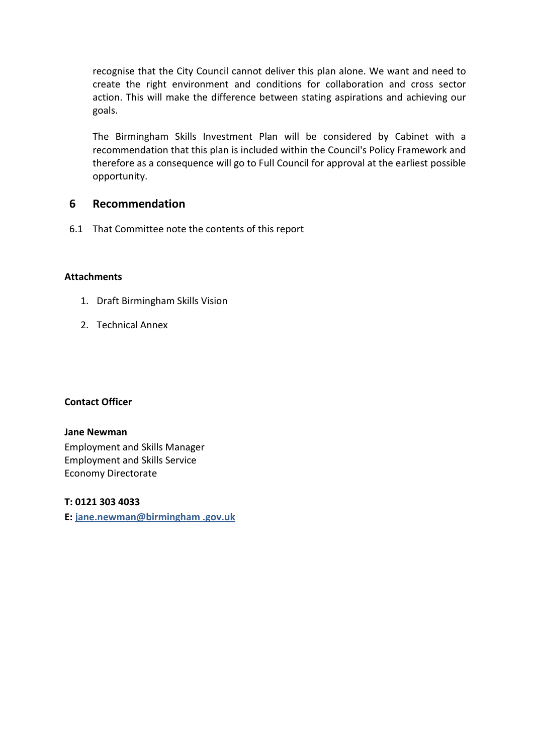recognise that the City Council cannot deliver this plan alone. We want and need to create the right environment and conditions for collaboration and cross sector action. This will make the difference between stating aspirations and achieving our goals.

The Birmingham Skills Investment Plan will be considered by Cabinet with a recommendation that this plan is included within the Council's Policy Framework and therefore as a consequence will go to Full Council for approval at the earliest possible opportunity.

## 6 Recommendation

6.1 That Committee note the contents of this report

**Attachments**

1. Draft Birmingham Skills Vision
2. Technical Annex

**Contact Officer**

**Jane Newman**
Employment and Skills Manager
Employment and Skills Service
Economy Directorate

**T: 0121 303 4033**
**E: jane.newman@birmingham .gov.uk**